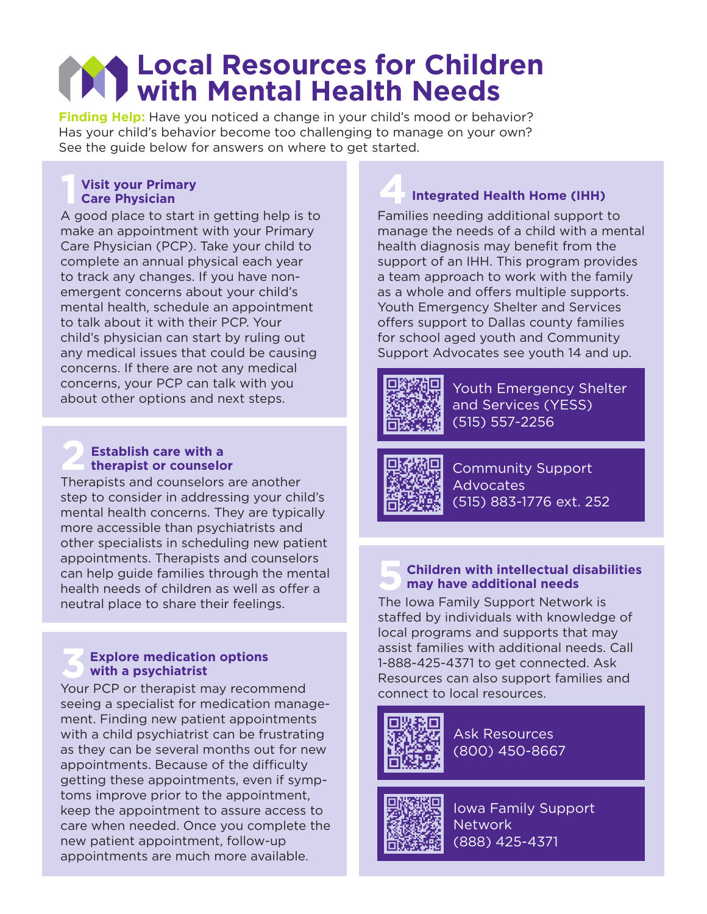# Local Resources for Children with Mental Health Needs

**Finding Help:** Have you noticed a change in your child's mood or behavior? Has your child's behavior become too challenging to manage on your own? See the guide below for answers on where to get started.

## 1 Visit your Primary Care Physician

A good place to start in getting help is to make an appointment with your Primary Care Physician (PCP). Take your child to complete an annual physical each year to track any changes. If you have non-emergent concerns about your child's mental health, schedule an appointment to talk about it with their PCP. Your child's physician can start by ruling out any medical issues that could be causing concerns. If there are not any medical concerns, your PCP can talk with you about other options and next steps.

## 2 Establish care with a therapist or counselor

Therapists and counselors are another step to consider in addressing your child's mental health concerns. They are typically more accessible than psychiatrists and other specialists in scheduling new patient appointments. Therapists and counselors can help guide families through the mental health needs of children as well as offer a neutral place to share their feelings.

## 3 Explore medication options with a psychiatrist

Your PCP or therapist may recommend seeing a specialist for medication management. Finding new patient appointments with a child psychiatrist can be frustrating as they can be several months out for new appointments. Because of the difficulty getting these appointments, even if symptoms improve prior to the appointment, keep the appointment to assure access to care when needed. Once you complete the new patient appointment, follow-up appointments are much more available.

## 4 Integrated Health Home (IHH)

Families needing additional support to manage the needs of a child with a mental health diagnosis may benefit from the support of an IHH. This program provides a team approach to work with the family as a whole and offers multiple supports. Youth Emergency Shelter and Services offers support to Dallas county families for school aged youth and Community Support Advocates see youth 14 and up.

**Youth Emergency Shelter and Services (YESS)**
(515) 557-2256

**Community Support Advocates**
(515) 883-1776 ext. 252

## 5 Children with intellectual disabilities may have additional needs

The Iowa Family Support Network is staffed by individuals with knowledge of local programs and supports that may assist families with additional needs. Call 1-888-425-4371 to get connected. Ask Resources can also support families and connect to local resources.

**Ask Resources**
(800) 450-8667

**Iowa Family Support Network**
(888) 425-4371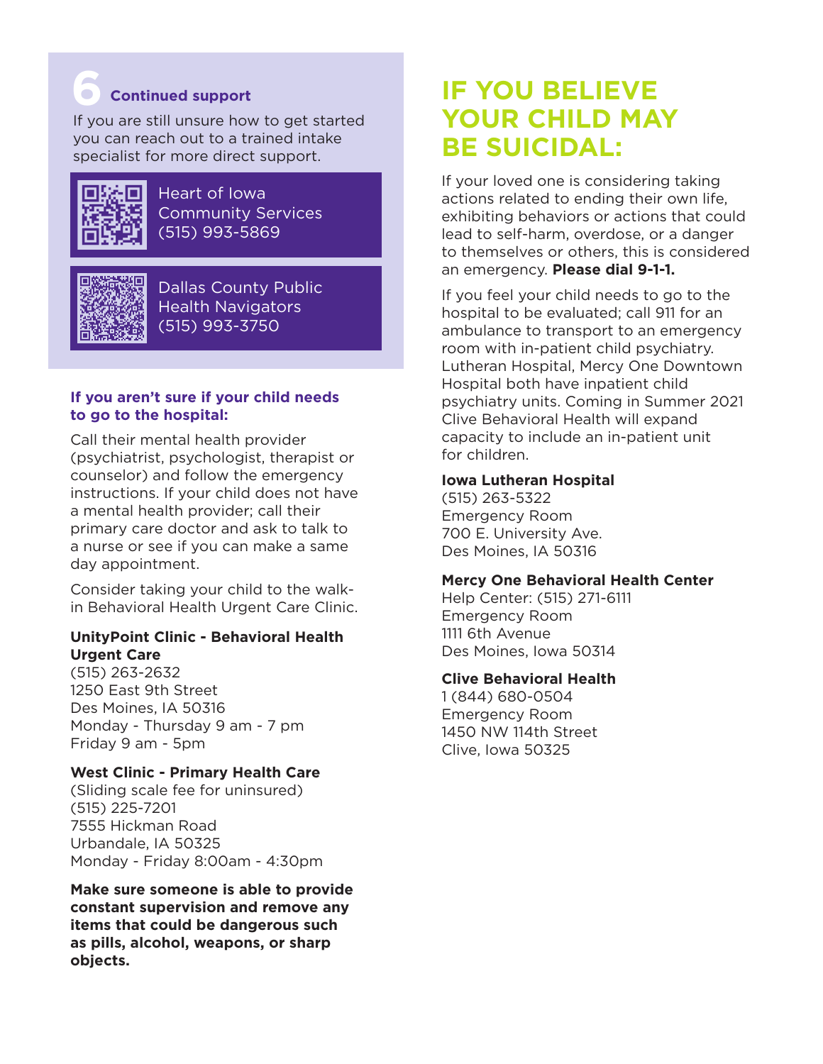## 6 Continued support

If you are still unsure how to get started you can reach out to a trained intake specialist for more direct support.

Heart of Iowa Community Services
(515) 993-5869

Dallas County Public Health Navigators
(515) 993-3750

### If you aren't sure if your child needs to go to the hospital:

Call their mental health provider (psychiatrist, psychologist, therapist or counselor) and follow the emergency instructions. If your child does not have a mental health provider; call their primary care doctor and ask to talk to a nurse or see if you can make a same day appointment.

Consider taking your child to the walk-in Behavioral Health Urgent Care Clinic.

**UnityPoint Clinic - Behavioral Health Urgent Care**
(515) 263-2632
1250 East 9th Street
Des Moines, IA 50316
Monday - Thursday 9 am - 7 pm
Friday 9 am - 5pm

**West Clinic - Primary Health Care**
(Sliding scale fee for uninsured)
(515) 225-7201
7555 Hickman Road
Urbandale, IA 50325
Monday - Friday 8:00am - 4:30pm

**Make sure someone is able to provide constant supervision and remove any items that could be dangerous such as pills, alcohol, weapons, or sharp objects.**

# IF YOU BELIEVE YOUR CHILD MAY BE SUICIDAL:

If your loved one is considering taking actions related to ending their own life, exhibiting behaviors or actions that could lead to self-harm, overdose, or a danger to themselves or others, this is considered an emergency. **Please dial 9-1-1.**

If you feel your child needs to go to the hospital to be evaluated; call 911 for an ambulance to transport to an emergency room with in-patient child psychiatry. Lutheran Hospital, Mercy One Downtown Hospital both have inpatient child psychiatry units. Coming in Summer 2021 Clive Behavioral Health will expand capacity to include an in-patient unit for children.

**Iowa Lutheran Hospital**
(515) 263-5322
Emergency Room
700 E. University Ave.
Des Moines, IA 50316

**Mercy One Behavioral Health Center**
Help Center: (515) 271-6111
Emergency Room
1111 6th Avenue
Des Moines, Iowa 50314

**Clive Behavioral Health**
1 (844) 680-0504
Emergency Room
1450 NW 114th Street
Clive, Iowa 50325